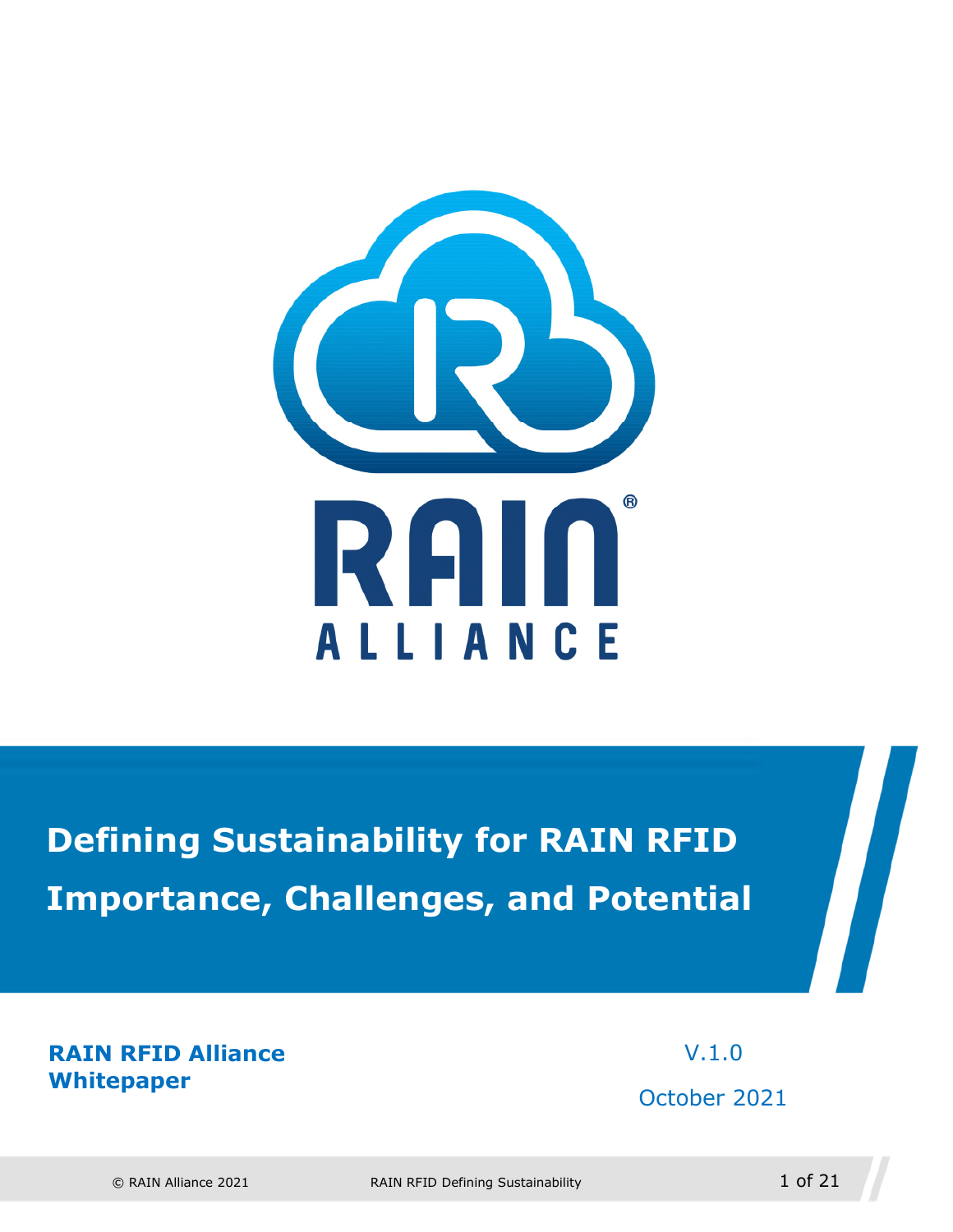RAIN

ALLIANCE

# Defining Sustainability for RAIN RFID Importance, Challenges, and Potential

**RAIN RFID Alliance Whitepaper**

V.1.0

October 2021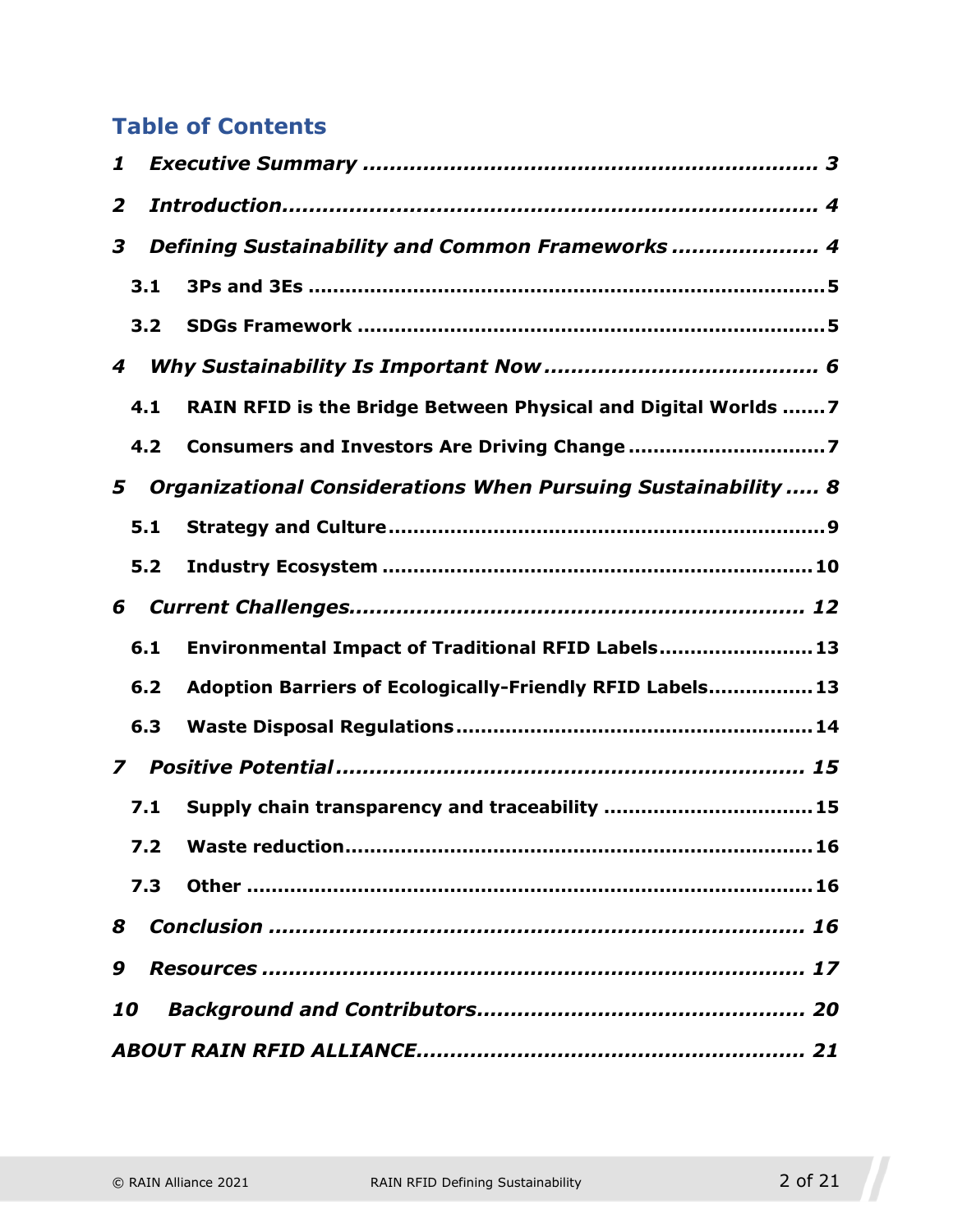## Table of Contents

*1 Executive Summary* ........................................................ 3

*2 Introduction* ................................................................ 4

*3 Defining Sustainability and Common Frameworks* ..................... 4

- 3.1 3Ps and 3Es ........................................................... 5
- 3.2 SDGs Framework ...................................................... 5

*4 Why Sustainability Is Important Now* ....................................... 6

- 4.1 RAIN RFID is the Bridge Between Physical and Digital Worlds ....... 7
- 4.2 Consumers and Investors Are Driving Change ............................ 7

*5 Organizational Considerations When Pursuing Sustainability* ..... 8

- 5.1 Strategy and Culture ................................................... 9
- 5.2 Industry Ecosystem .................................................... 10

*6 Current Challenges* ....................................................... 12

- 6.1 Environmental Impact of Traditional RFID Labels ...................... 13
- 6.2 Adoption Barriers of Ecologically-Friendly RFID Labels ................ 13
- 6.3 Waste Disposal Regulations ........................................... 14

*7 Positive Potential* ......................................................... 15

- 7.1 Supply chain transparency and traceability ............................ 15
- 7.2 Waste reduction ........................................................ 16
- 7.3 Other ..................................................................... 16

*8 Conclusion* ................................................................ 16

*9 Resources* ................................................................. 17

*10 Background and Contributors* ........................................... 20

*ABOUT RAIN RFID ALLIANCE* ............................................... 21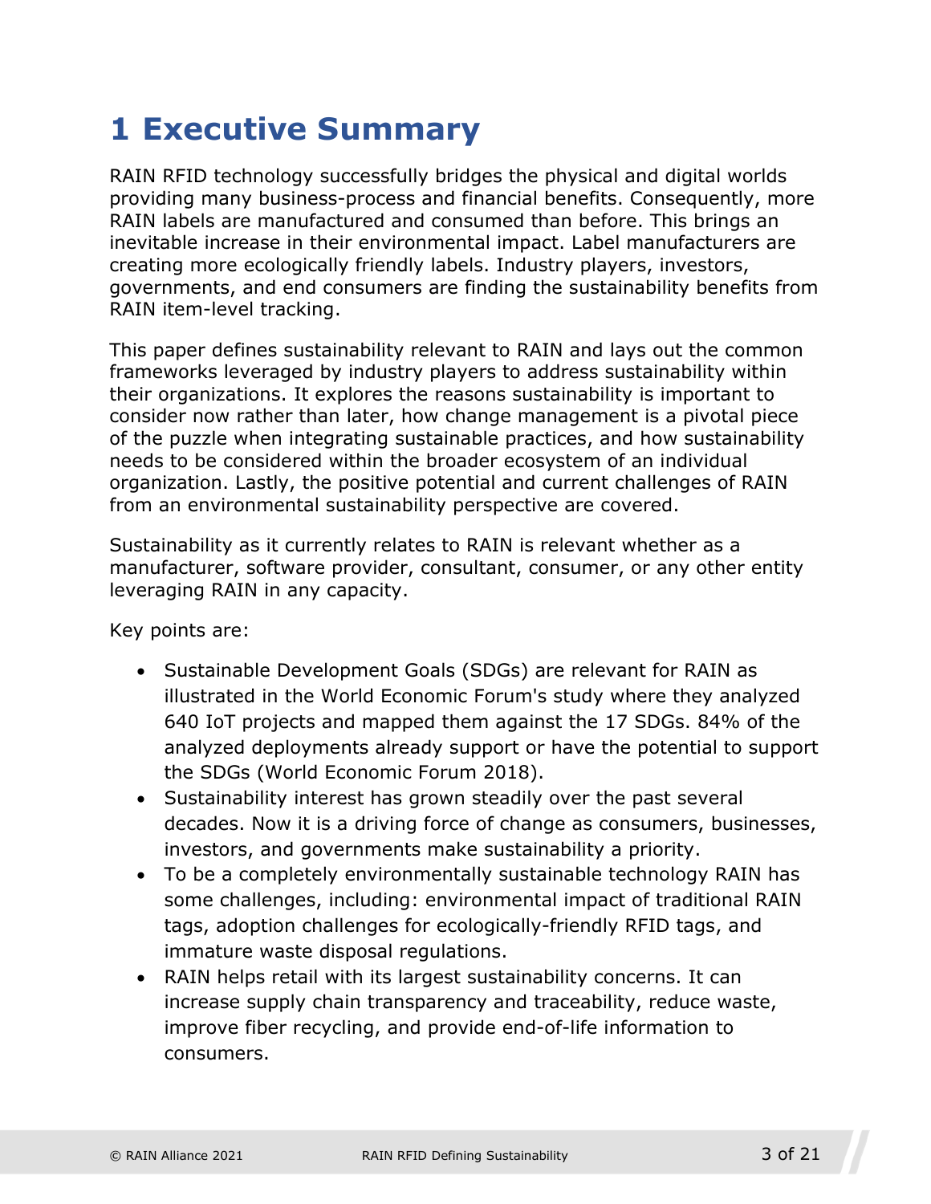# 1 Executive Summary

RAIN RFID technology successfully bridges the physical and digital worlds providing many business-process and financial benefits. Consequently, more RAIN labels are manufactured and consumed than before. This brings an inevitable increase in their environmental impact. Label manufacturers are creating more ecologically friendly labels. Industry players, investors, governments, and end consumers are finding the sustainability benefits from RAIN item-level tracking.

This paper defines sustainability relevant to RAIN and lays out the common frameworks leveraged by industry players to address sustainability within their organizations. It explores the reasons sustainability is important to consider now rather than later, how change management is a pivotal piece of the puzzle when integrating sustainable practices, and how sustainability needs to be considered within the broader ecosystem of an individual organization. Lastly, the positive potential and current challenges of RAIN from an environmental sustainability perspective are covered.

Sustainability as it currently relates to RAIN is relevant whether as a manufacturer, software provider, consultant, consumer, or any other entity leveraging RAIN in any capacity.

Key points are:

- Sustainable Development Goals (SDGs) are relevant for RAIN as illustrated in the World Economic Forum's study where they analyzed 640 IoT projects and mapped them against the 17 SDGs. 84% of the analyzed deployments already support or have the potential to support the SDGs (World Economic Forum 2018).
- Sustainability interest has grown steadily over the past several decades. Now it is a driving force of change as consumers, businesses, investors, and governments make sustainability a priority.
- To be a completely environmentally sustainable technology RAIN has some challenges, including: environmental impact of traditional RAIN tags, adoption challenges for ecologically-friendly RFID tags, and immature waste disposal regulations.
- RAIN helps retail with its largest sustainability concerns. It can increase supply chain transparency and traceability, reduce waste, improve fiber recycling, and provide end-of-life information to consumers.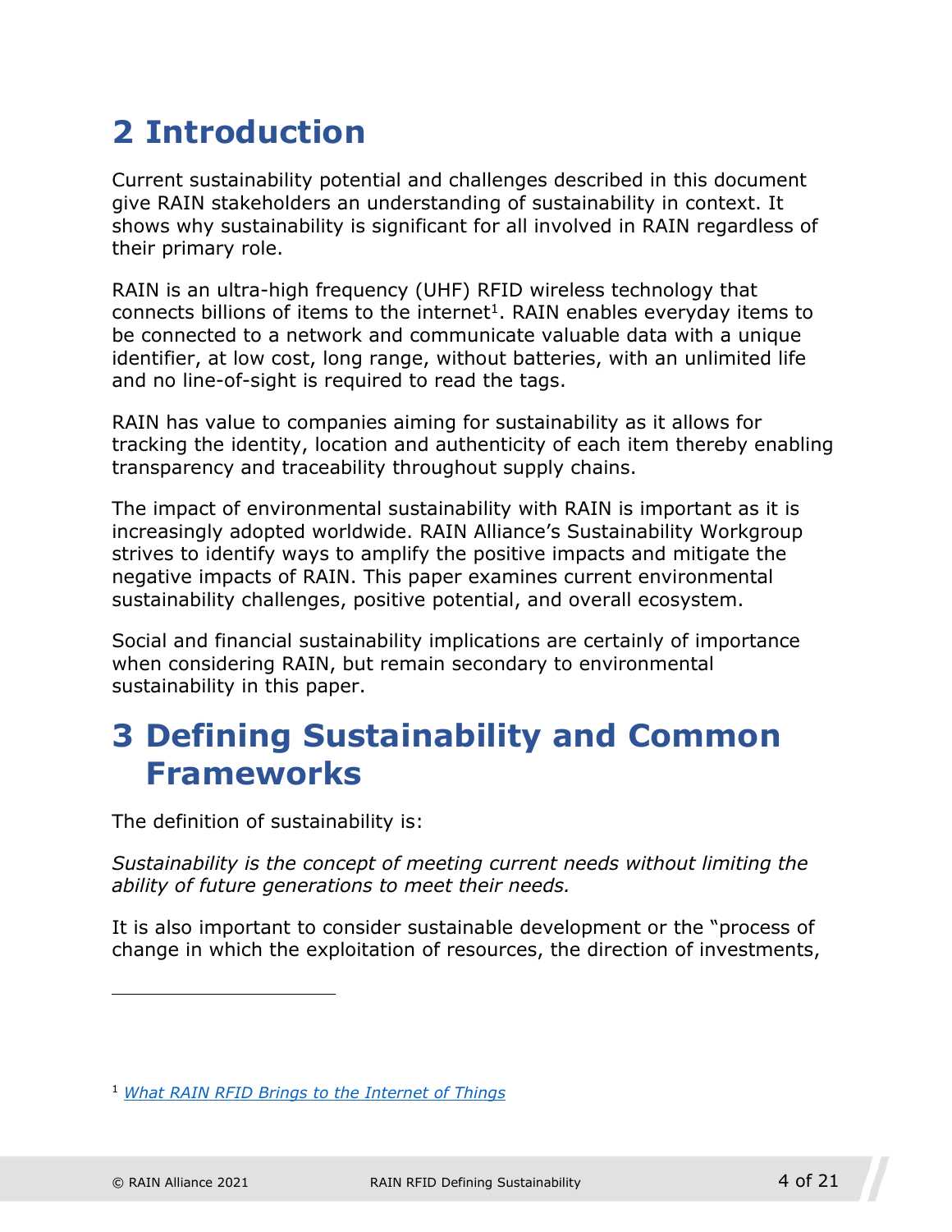# 2 Introduction

Current sustainability potential and challenges described in this document give RAIN stakeholders an understanding of sustainability in context. It shows why sustainability is significant for all involved in RAIN regardless of their primary role.

RAIN is an ultra-high frequency (UHF) RFID wireless technology that connects billions of items to the internet[1]. RAIN enables everyday items to be connected to a network and communicate valuable data with a unique identifier, at low cost, long range, without batteries, with an unlimited life and no line-of-sight is required to read the tags.

RAIN has value to companies aiming for sustainability as it allows for tracking the identity, location and authenticity of each item thereby enabling transparency and traceability throughout supply chains.

The impact of environmental sustainability with RAIN is important as it is increasingly adopted worldwide. RAIN Alliance's Sustainability Workgroup strives to identify ways to amplify the positive impacts and mitigate the negative impacts of RAIN. This paper examines current environmental sustainability challenges, positive potential, and overall ecosystem.

Social and financial sustainability implications are certainly of importance when considering RAIN, but remain secondary to environmental sustainability in this paper.

# 3 Defining Sustainability and Common Frameworks

The definition of sustainability is:

*Sustainability is the concept of meeting current needs without limiting the ability of future generations to meet their needs.*

It is also important to consider sustainable development or the "process of change in which the exploitation of resources, the direction of investments,

---

[1] *What RAIN RFID Brings to the Internet of Things*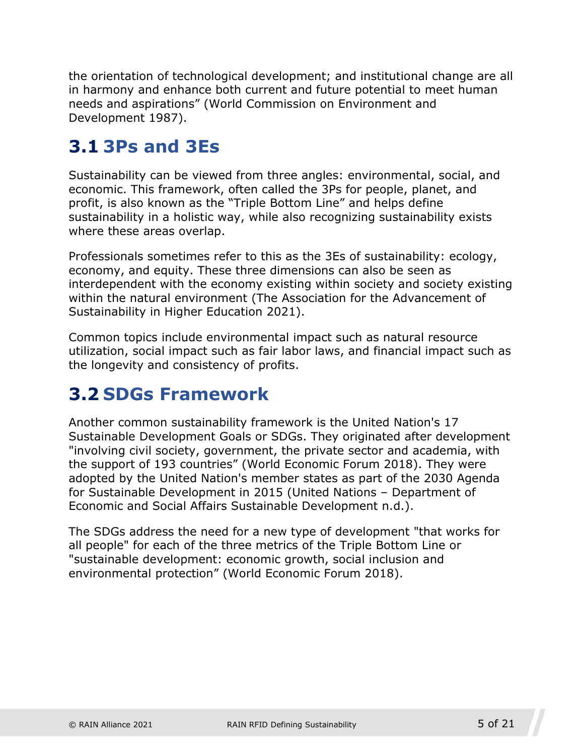the orientation of technological development; and institutional change are all in harmony and enhance both current and future potential to meet human needs and aspirations" (World Commission on Environment and Development 1987).

## 3.1 3Ps and 3Es

Sustainability can be viewed from three angles: environmental, social, and economic. This framework, often called the 3Ps for people, planet, and profit, is also known as the "Triple Bottom Line" and helps define sustainability in a holistic way, while also recognizing sustainability exists where these areas overlap.

Professionals sometimes refer to this as the 3Es of sustainability: ecology, economy, and equity. These three dimensions can also be seen as interdependent with the economy existing within society and society existing within the natural environment (The Association for the Advancement of Sustainability in Higher Education 2021).

Common topics include environmental impact such as natural resource utilization, social impact such as fair labor laws, and financial impact such as the longevity and consistency of profits.

## 3.2 SDGs Framework

Another common sustainability framework is the United Nation's 17 Sustainable Development Goals or SDGs. They originated after development "involving civil society, government, the private sector and academia, with the support of 193 countries" (World Economic Forum 2018). They were adopted by the United Nation's member states as part of the 2030 Agenda for Sustainable Development in 2015 (United Nations – Department of Economic and Social Affairs Sustainable Development n.d.).

The SDGs address the need for a new type of development "that works for all people" for each of the three metrics of the Triple Bottom Line or "sustainable development: economic growth, social inclusion and environmental protection" (World Economic Forum 2018).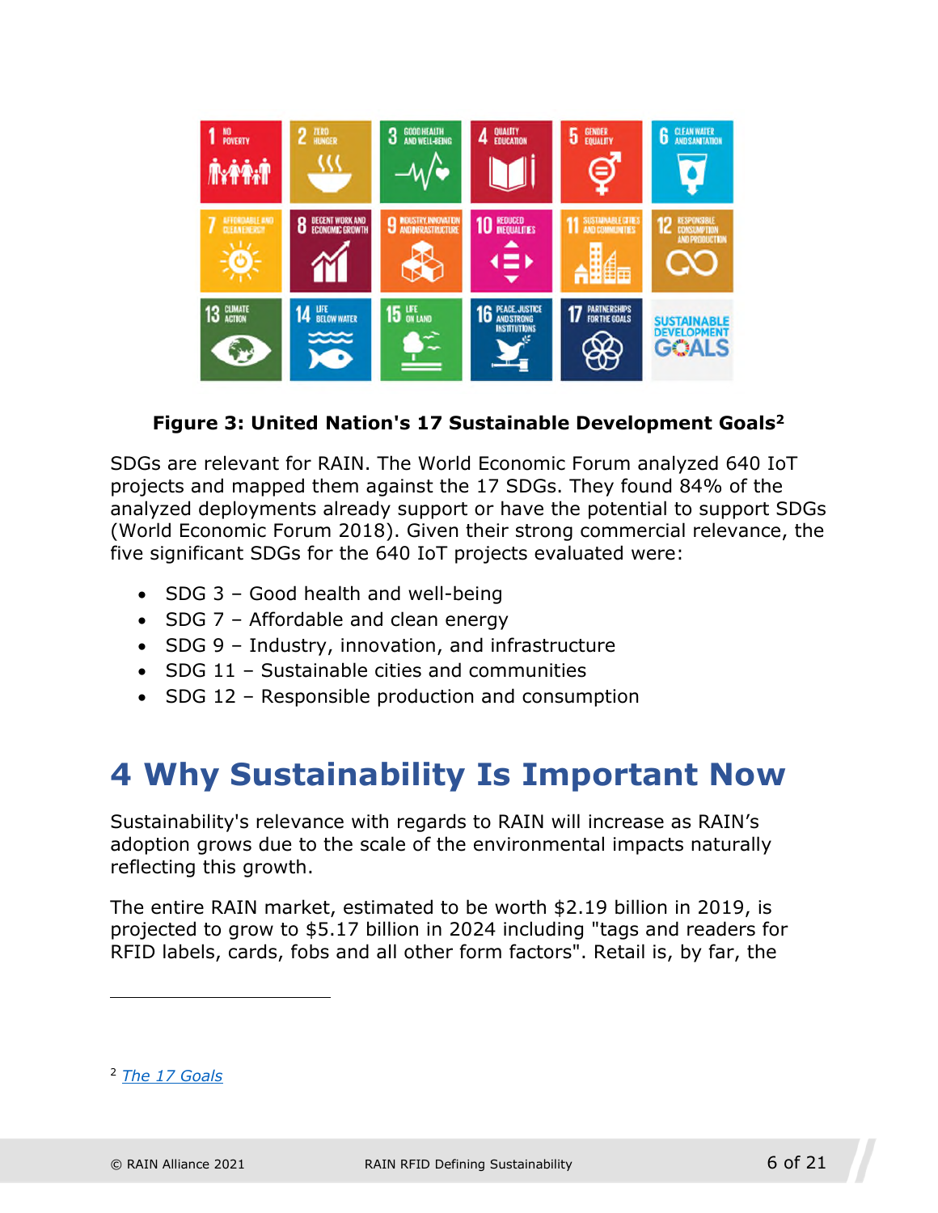**Figure 3: United Nation's 17 Sustainable Development Goals[2]**

SDGs are relevant for RAIN. The World Economic Forum analyzed 640 IoT projects and mapped them against the 17 SDGs. They found 84% of the analyzed deployments already support or have the potential to support SDGs (World Economic Forum 2018). Given their strong commercial relevance, the five significant SDGs for the 640 IoT projects evaluated were:

- SDG 3 – Good health and well-being
- SDG 7 – Affordable and clean energy
- SDG 9 – Industry, innovation, and infrastructure
- SDG 11 – Sustainable cities and communities
- SDG 12 – Responsible production and consumption

# 4 Why Sustainability Is Important Now

Sustainability's relevance with regards to RAIN will increase as RAIN's adoption grows due to the scale of the environmental impacts naturally reflecting this growth.

The entire RAIN market, estimated to be worth $2.19 billion in 2019, is projected to grow to $5.17 billion in 2024 including "tags and readers for RFID labels, cards, fobs and all other form factors". Retail is, by far, the

---

[2] *The 17 Goals*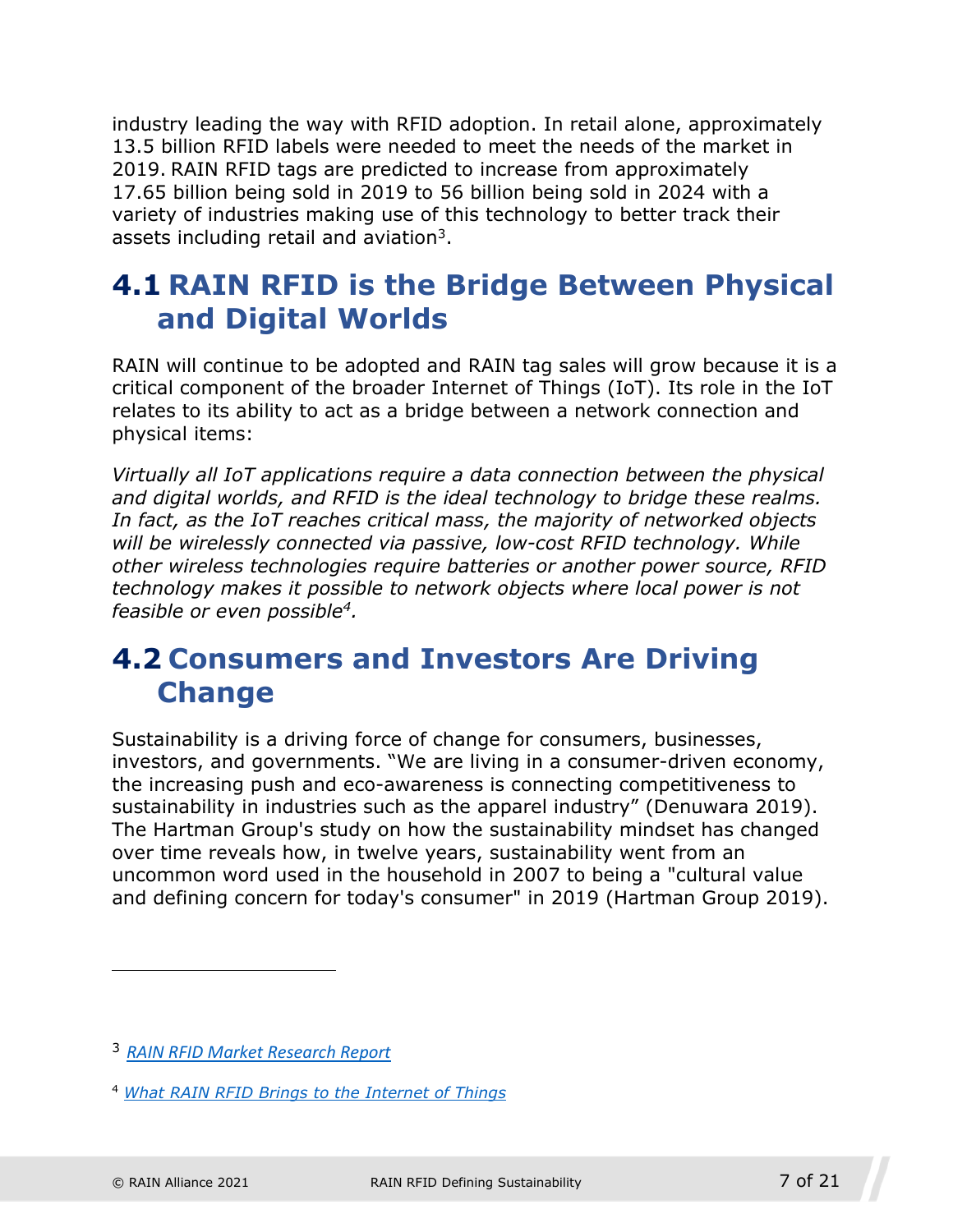industry leading the way with RFID adoption. In retail alone, approximately 13.5 billion RFID labels were needed to meet the needs of the market in 2019. RAIN RFID tags are predicted to increase from approximately 17.65 billion being sold in 2019 to 56 billion being sold in 2024 with a variety of industries making use of this technology to better track their assets including retail and aviation[3].

## 4.1 RAIN RFID is the Bridge Between Physical and Digital Worlds

RAIN will continue to be adopted and RAIN tag sales will grow because it is a critical component of the broader Internet of Things (IoT). Its role in the IoT relates to its ability to act as a bridge between a network connection and physical items:

*Virtually all IoT applications require a data connection between the physical and digital worlds, and RFID is the ideal technology to bridge these realms. In fact, as the IoT reaches critical mass, the majority of networked objects will be wirelessly connected via passive, low-cost RFID technology. While other wireless technologies require batteries or another power source, RFID technology makes it possible to network objects where local power is not feasible or even possible[4].*

## 4.2 Consumers and Investors Are Driving Change

Sustainability is a driving force of change for consumers, businesses, investors, and governments. "We are living in a consumer-driven economy, the increasing push and eco-awareness is connecting competitiveness to sustainability in industries such as the apparel industry" (Denuwara 2019). The Hartman Group's study on how the sustainability mindset has changed over time reveals how, in twelve years, sustainability went from an uncommon word used in the household in 2007 to being a "cultural value and defining concern for today's consumer" in 2019 (Hartman Group 2019).

---

[3] *RAIN RFID Market Research Report*

[4] *What RAIN RFID Brings to the Internet of Things*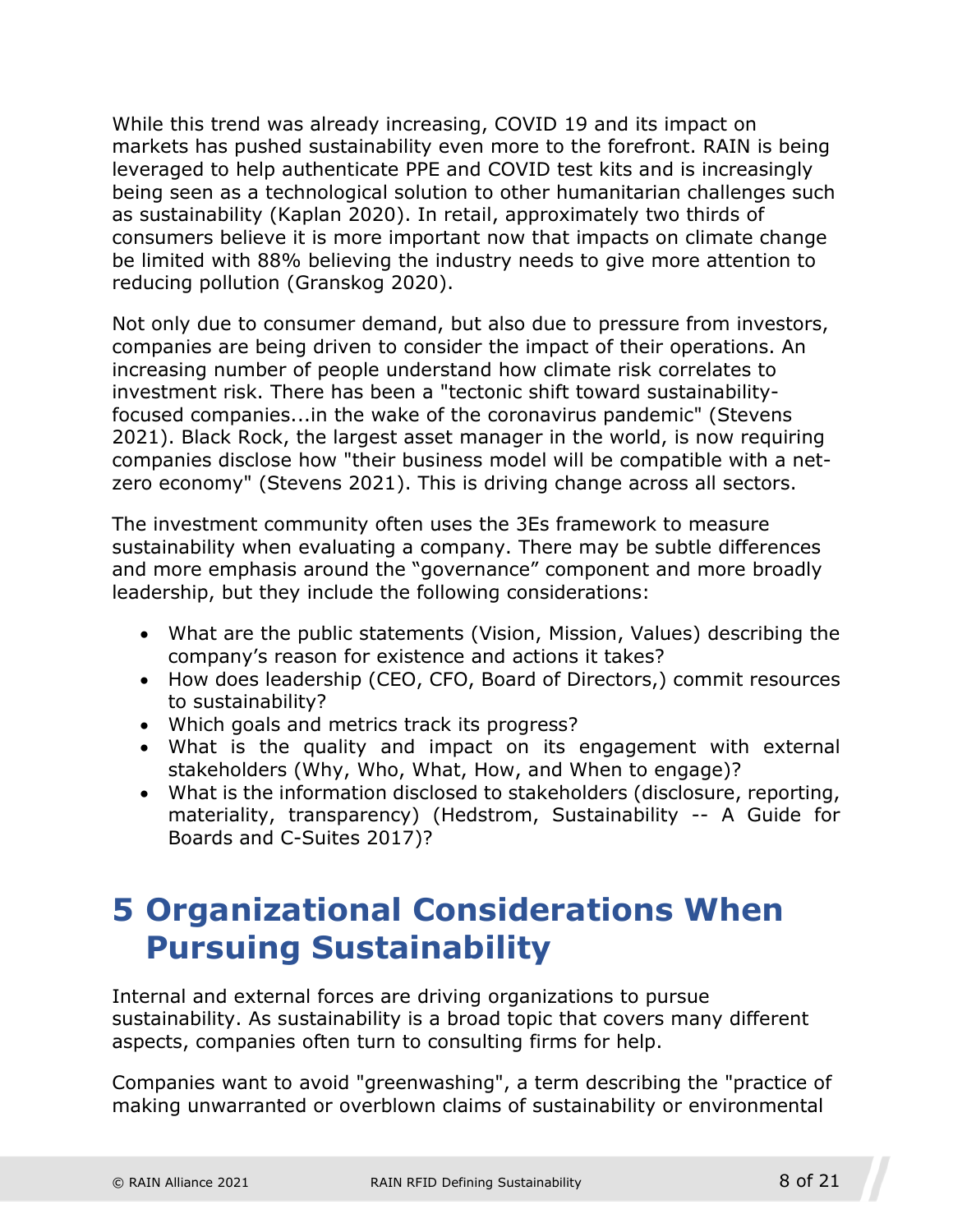While this trend was already increasing, COVID 19 and its impact on markets has pushed sustainability even more to the forefront. RAIN is being leveraged to help authenticate PPE and COVID test kits and is increasingly being seen as a technological solution to other humanitarian challenges such as sustainability (Kaplan 2020). In retail, approximately two thirds of consumers believe it is more important now that impacts on climate change be limited with 88% believing the industry needs to give more attention to reducing pollution (Granskog 2020).

Not only due to consumer demand, but also due to pressure from investors, companies are being driven to consider the impact of their operations. An increasing number of people understand how climate risk correlates to investment risk. There has been a "tectonic shift toward sustainability-focused companies...in the wake of the coronavirus pandemic" (Stevens 2021). Black Rock, the largest asset manager in the world, is now requiring companies disclose how "their business model will be compatible with a net-zero economy" (Stevens 2021). This is driving change across all sectors.

The investment community often uses the 3Es framework to measure sustainability when evaluating a company. There may be subtle differences and more emphasis around the "governance" component and more broadly leadership, but they include the following considerations:

- What are the public statements (Vision, Mission, Values) describing the company's reason for existence and actions it takes?
- How does leadership (CEO, CFO, Board of Directors,) commit resources to sustainability?
- Which goals and metrics track its progress?
- What is the quality and impact on its engagement with external stakeholders (Why, Who, What, How, and When to engage)?
- What is the information disclosed to stakeholders (disclosure, reporting, materiality, transparency) (Hedstrom, Sustainability -- A Guide for Boards and C-Suites 2017)?

# 5 Organizational Considerations When Pursuing Sustainability

Internal and external forces are driving organizations to pursue sustainability. As sustainability is a broad topic that covers many different aspects, companies often turn to consulting firms for help.

Companies want to avoid "greenwashing", a term describing the "practice of making unwarranted or overblown claims of sustainability or environmental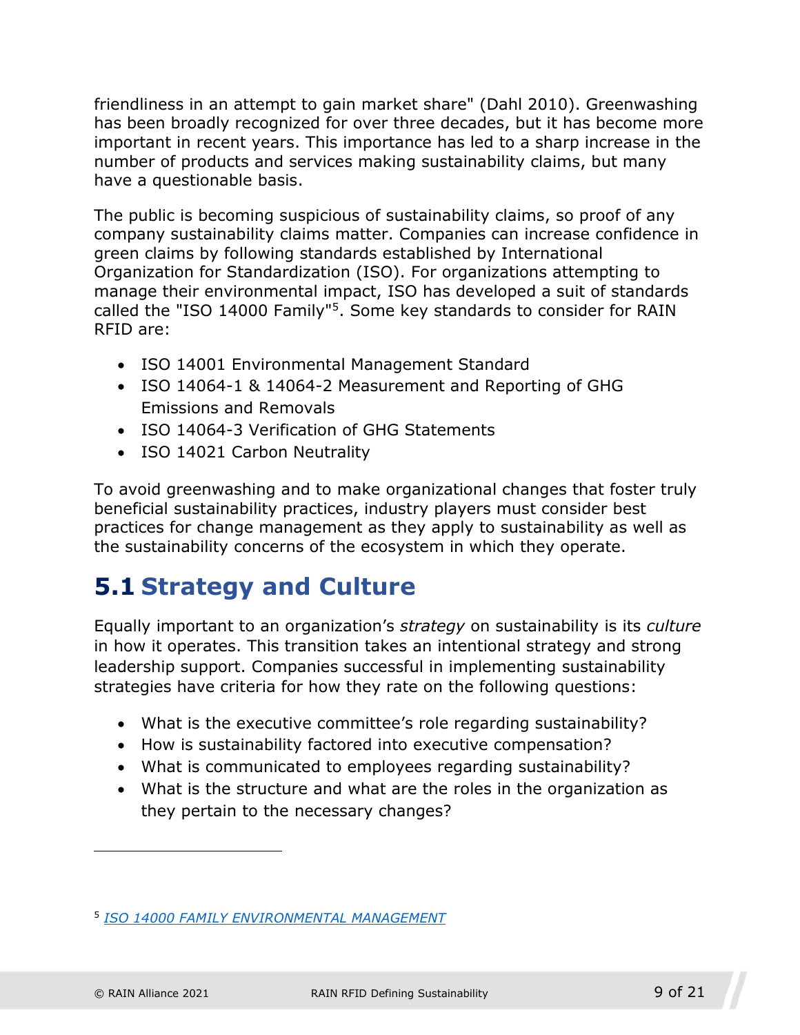friendliness in an attempt to gain market share" (Dahl 2010). Greenwashing has been broadly recognized for over three decades, but it has become more important in recent years. This importance has led to a sharp increase in the number of products and services making sustainability claims, but many have a questionable basis.

The public is becoming suspicious of sustainability claims, so proof of any company sustainability claims matter. Companies can increase confidence in green claims by following standards established by International Organization for Standardization (ISO). For organizations attempting to manage their environmental impact, ISO has developed a suit of standards called the "ISO 14000 Family"[5]. Some key standards to consider for RAIN RFID are:

- ISO 14001 Environmental Management Standard
- ISO 14064-1 & 14064-2 Measurement and Reporting of GHG Emissions and Removals
- ISO 14064-3 Verification of GHG Statements
- ISO 14021 Carbon Neutrality

To avoid greenwashing and to make organizational changes that foster truly beneficial sustainability practices, industry players must consider best practices for change management as they apply to sustainability as well as the sustainability concerns of the ecosystem in which they operate.

## 5.1 Strategy and Culture

Equally important to an organization's *strategy* on sustainability is its *culture* in how it operates. This transition takes an intentional strategy and strong leadership support. Companies successful in implementing sustainability strategies have criteria for how they rate on the following questions:

- What is the executive committee's role regarding sustainability?
- How is sustainability factored into executive compensation?
- What is communicated to employees regarding sustainability?
- What is the structure and what are the roles in the organization as they pertain to the necessary changes?

---

[5] *ISO 14000 FAMILY ENVIRONMENTAL MANAGEMENT*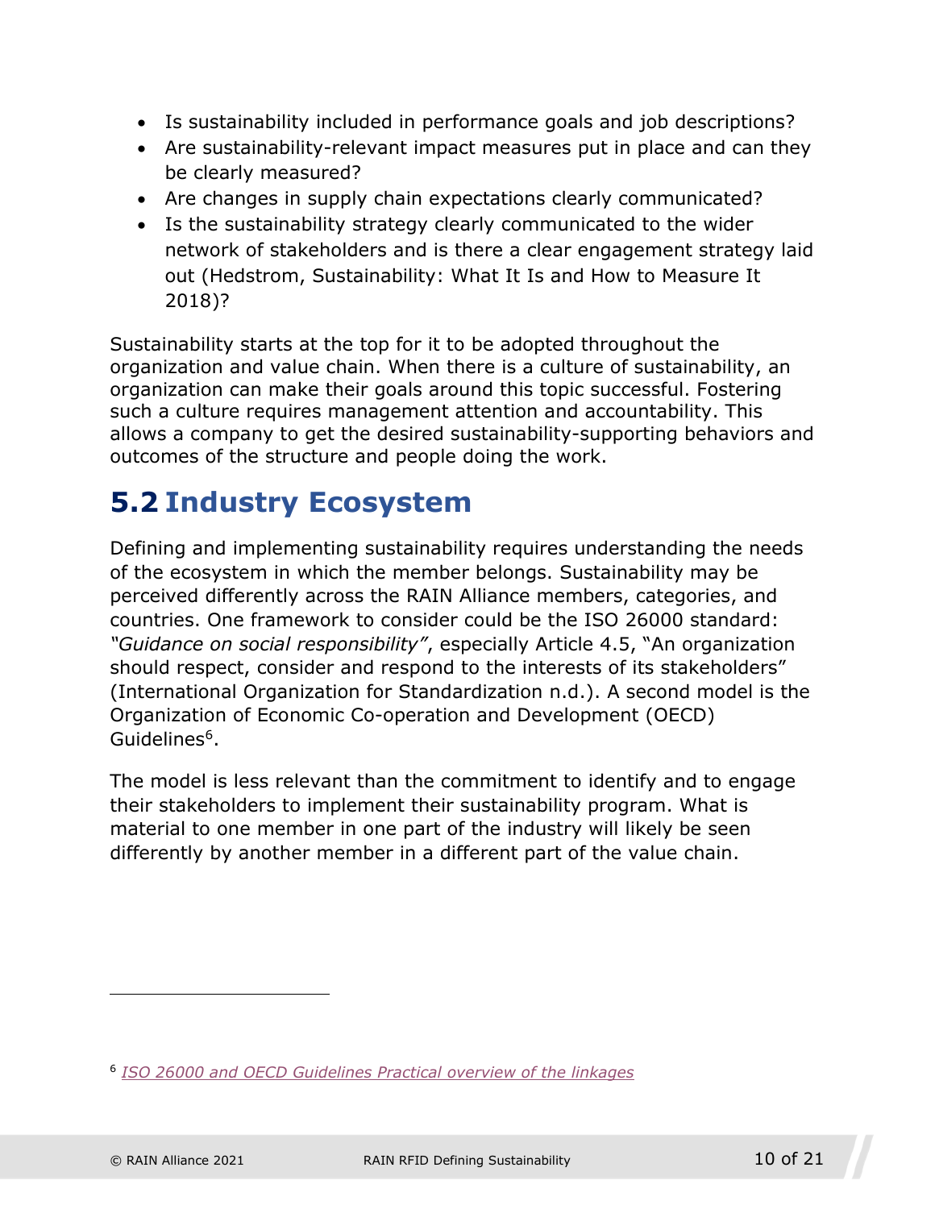- Is sustainability included in performance goals and job descriptions?
- Are sustainability-relevant impact measures put in place and can they be clearly measured?
- Are changes in supply chain expectations clearly communicated?
- Is the sustainability strategy clearly communicated to the wider network of stakeholders and is there a clear engagement strategy laid out (Hedstrom, Sustainability: What It Is and How to Measure It 2018)?

Sustainability starts at the top for it to be adopted throughout the organization and value chain. When there is a culture of sustainability, an organization can make their goals around this topic successful. Fostering such a culture requires management attention and accountability. This allows a company to get the desired sustainability-supporting behaviors and outcomes of the structure and people doing the work.

## 5.2 Industry Ecosystem

Defining and implementing sustainability requires understanding the needs of the ecosystem in which the member belongs. Sustainability may be perceived differently across the RAIN Alliance members, categories, and countries. One framework to consider could be the ISO 26000 standard: *"Guidance on social responsibility"*, especially Article 4.5, "An organization should respect, consider and respond to the interests of its stakeholders" (International Organization for Standardization n.d.). A second model is the Organization of Economic Co-operation and Development (OECD) Guidelines[6].

The model is less relevant than the commitment to identify and to engage their stakeholders to implement their sustainability program. What is material to one member in one part of the industry will likely be seen differently by another member in a different part of the value chain.

[6] *ISO 26000 and OECD Guidelines Practical overview of the linkages*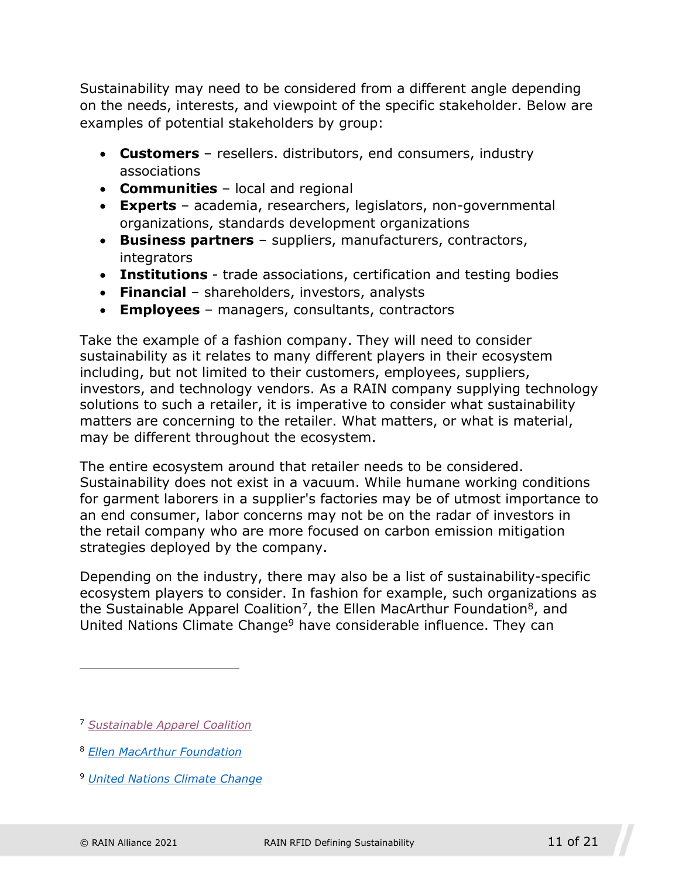Sustainability may need to be considered from a different angle depending on the needs, interests, and viewpoint of the specific stakeholder. Below are examples of potential stakeholders by group:

- **Customers** – resellers. distributors, end consumers, industry associations
- **Communities** – local and regional
- **Experts** – academia, researchers, legislators, non-governmental organizations, standards development organizations
- **Business partners** – suppliers, manufacturers, contractors, integrators
- **Institutions** - trade associations, certification and testing bodies
- **Financial** – shareholders, investors, analysts
- **Employees** – managers, consultants, contractors

Take the example of a fashion company. They will need to consider sustainability as it relates to many different players in their ecosystem including, but not limited to their customers, employees, suppliers, investors, and technology vendors. As a RAIN company supplying technology solutions to such a retailer, it is imperative to consider what sustainability matters are concerning to the retailer. What matters, or what is material, may be different throughout the ecosystem.

The entire ecosystem around that retailer needs to be considered. Sustainability does not exist in a vacuum. While humane working conditions for garment laborers in a supplier's factories may be of utmost importance to an end consumer, labor concerns may not be on the radar of investors in the retail company who are more focused on carbon emission mitigation strategies deployed by the company.

Depending on the industry, there may also be a list of sustainability-specific ecosystem players to consider. In fashion for example, such organizations as the Sustainable Apparel Coalition[7], the Ellen MacArthur Foundation[8], and United Nations Climate Change[9] have considerable influence. They can

---

[7] *Sustainable Apparel Coalition*

[8] *Ellen MacArthur Foundation*

[9] *United Nations Climate Change*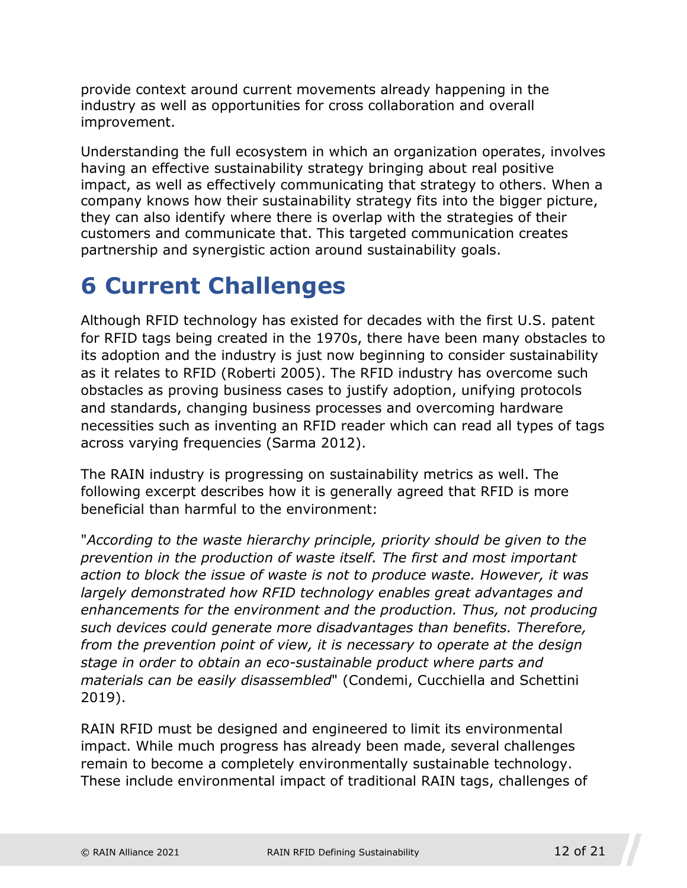provide context around current movements already happening in the industry as well as opportunities for cross collaboration and overall improvement.

Understanding the full ecosystem in which an organization operates, involves having an effective sustainability strategy bringing about real positive impact, as well as effectively communicating that strategy to others. When a company knows how their sustainability strategy fits into the bigger picture, they can also identify where there is overlap with the strategies of their customers and communicate that. This targeted communication creates partnership and synergistic action around sustainability goals.

# 6 Current Challenges

Although RFID technology has existed for decades with the first U.S. patent for RFID tags being created in the 1970s, there have been many obstacles to its adoption and the industry is just now beginning to consider sustainability as it relates to RFID (Roberti 2005). The RFID industry has overcome such obstacles as proving business cases to justify adoption, unifying protocols and standards, changing business processes and overcoming hardware necessities such as inventing an RFID reader which can read all types of tags across varying frequencies (Sarma 2012).

The RAIN industry is progressing on sustainability metrics as well. The following excerpt describes how it is generally agreed that RFID is more beneficial than harmful to the environment:

"*According to the waste hierarchy principle, priority should be given to the prevention in the production of waste itself. The first and most important action to block the issue of waste is not to produce waste. However, it was largely demonstrated how RFID technology enables great advantages and enhancements for the environment and the production. Thus, not producing such devices could generate more disadvantages than benefits. Therefore, from the prevention point of view, it is necessary to operate at the design stage in order to obtain an eco-sustainable product where parts and materials can be easily disassembled*" (Condemi, Cucchiella and Schettini 2019).

RAIN RFID must be designed and engineered to limit its environmental impact. While much progress has already been made, several challenges remain to become a completely environmentally sustainable technology. These include environmental impact of traditional RAIN tags, challenges of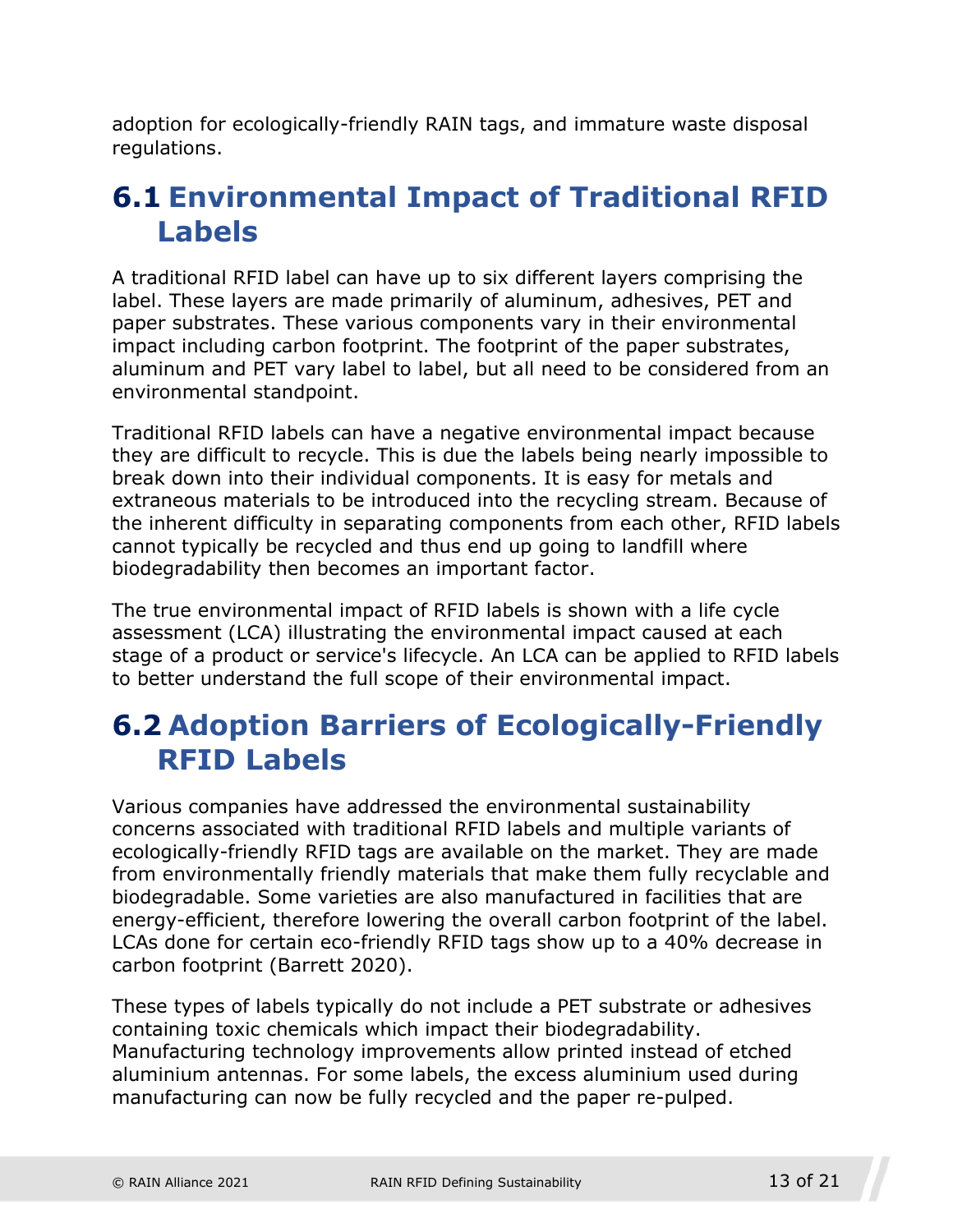adoption for ecologically-friendly RAIN tags, and immature waste disposal regulations.

## 6.1 Environmental Impact of Traditional RFID Labels

A traditional RFID label can have up to six different layers comprising the label. These layers are made primarily of aluminum, adhesives, PET and paper substrates. These various components vary in their environmental impact including carbon footprint. The footprint of the paper substrates, aluminum and PET vary label to label, but all need to be considered from an environmental standpoint.

Traditional RFID labels can have a negative environmental impact because they are difficult to recycle. This is due the labels being nearly impossible to break down into their individual components. It is easy for metals and extraneous materials to be introduced into the recycling stream. Because of the inherent difficulty in separating components from each other, RFID labels cannot typically be recycled and thus end up going to landfill where biodegradability then becomes an important factor.

The true environmental impact of RFID labels is shown with a life cycle assessment (LCA) illustrating the environmental impact caused at each stage of a product or service's lifecycle. An LCA can be applied to RFID labels to better understand the full scope of their environmental impact.

## 6.2 Adoption Barriers of Ecologically-Friendly RFID Labels

Various companies have addressed the environmental sustainability concerns associated with traditional RFID labels and multiple variants of ecologically-friendly RFID tags are available on the market. They are made from environmentally friendly materials that make them fully recyclable and biodegradable. Some varieties are also manufactured in facilities that are energy-efficient, therefore lowering the overall carbon footprint of the label. LCAs done for certain eco-friendly RFID tags show up to a 40% decrease in carbon footprint (Barrett 2020).

These types of labels typically do not include a PET substrate or adhesives containing toxic chemicals which impact their biodegradability. Manufacturing technology improvements allow printed instead of etched aluminium antennas. For some labels, the excess aluminium used during manufacturing can now be fully recycled and the paper re-pulped.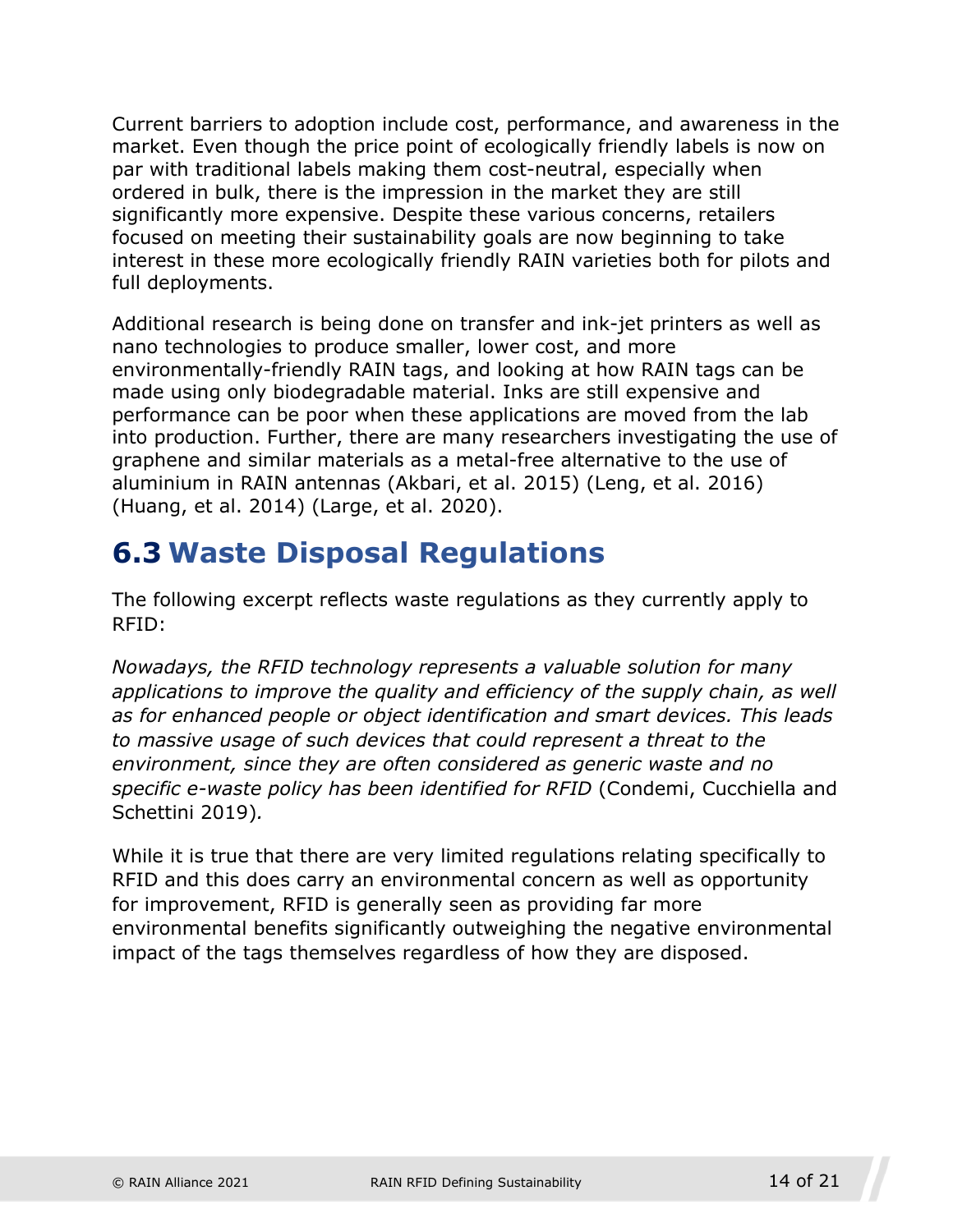Current barriers to adoption include cost, performance, and awareness in the market. Even though the price point of ecologically friendly labels is now on par with traditional labels making them cost-neutral, especially when ordered in bulk, there is the impression in the market they are still significantly more expensive. Despite these various concerns, retailers focused on meeting their sustainability goals are now beginning to take interest in these more ecologically friendly RAIN varieties both for pilots and full deployments.

Additional research is being done on transfer and ink-jet printers as well as nano technologies to produce smaller, lower cost, and more environmentally-friendly RAIN tags, and looking at how RAIN tags can be made using only biodegradable material. Inks are still expensive and performance can be poor when these applications are moved from the lab into production. Further, there are many researchers investigating the use of graphene and similar materials as a metal-free alternative to the use of aluminium in RAIN antennas (Akbari, et al. 2015) (Leng, et al. 2016) (Huang, et al. 2014) (Large, et al. 2020).

## 6.3 Waste Disposal Regulations

The following excerpt reflects waste regulations as they currently apply to RFID:

*Nowadays, the RFID technology represents a valuable solution for many applications to improve the quality and efficiency of the supply chain, as well as for enhanced people or object identification and smart devices. This leads to massive usage of such devices that could represent a threat to the environment, since they are often considered as generic waste and no specific e-waste policy has been identified for RFID* (Condemi, Cucchiella and Schettini 2019).

While it is true that there are very limited regulations relating specifically to RFID and this does carry an environmental concern as well as opportunity for improvement, RFID is generally seen as providing far more environmental benefits significantly outweighing the negative environmental impact of the tags themselves regardless of how they are disposed.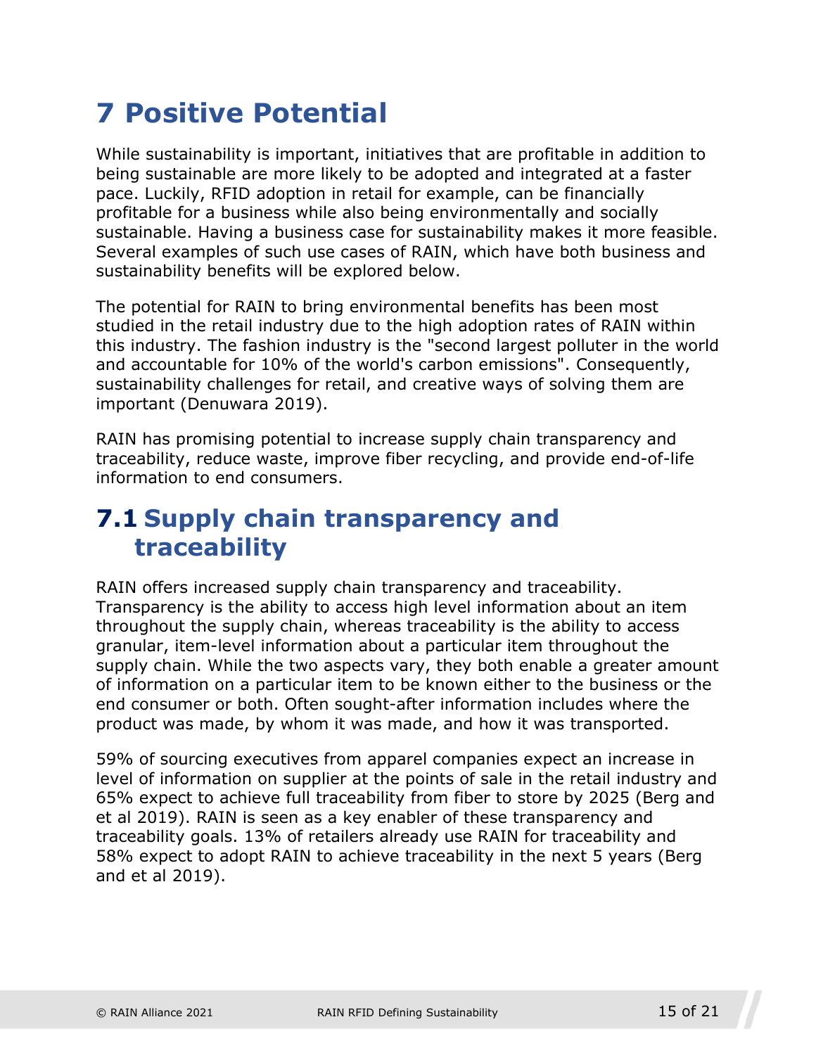# 7 Positive Potential

While sustainability is important, initiatives that are profitable in addition to being sustainable are more likely to be adopted and integrated at a faster pace. Luckily, RFID adoption in retail for example, can be financially profitable for a business while also being environmentally and socially sustainable. Having a business case for sustainability makes it more feasible. Several examples of such use cases of RAIN, which have both business and sustainability benefits will be explored below.

The potential for RAIN to bring environmental benefits has been most studied in the retail industry due to the high adoption rates of RAIN within this industry. The fashion industry is the "second largest polluter in the world and accountable for 10% of the world's carbon emissions". Consequently, sustainability challenges for retail, and creative ways of solving them are important (Denuwara 2019).

RAIN has promising potential to increase supply chain transparency and traceability, reduce waste, improve fiber recycling, and provide end-of-life information to end consumers.

## 7.1 Supply chain transparency and traceability

RAIN offers increased supply chain transparency and traceability. Transparency is the ability to access high level information about an item throughout the supply chain, whereas traceability is the ability to access granular, item-level information about a particular item throughout the supply chain. While the two aspects vary, they both enable a greater amount of information on a particular item to be known either to the business or the end consumer or both. Often sought-after information includes where the product was made, by whom it was made, and how it was transported.

59% of sourcing executives from apparel companies expect an increase in level of information on supplier at the points of sale in the retail industry and 65% expect to achieve full traceability from fiber to store by 2025 (Berg and et al 2019). RAIN is seen as a key enabler of these transparency and traceability goals. 13% of retailers already use RAIN for traceability and 58% expect to adopt RAIN to achieve traceability in the next 5 years (Berg and et al 2019).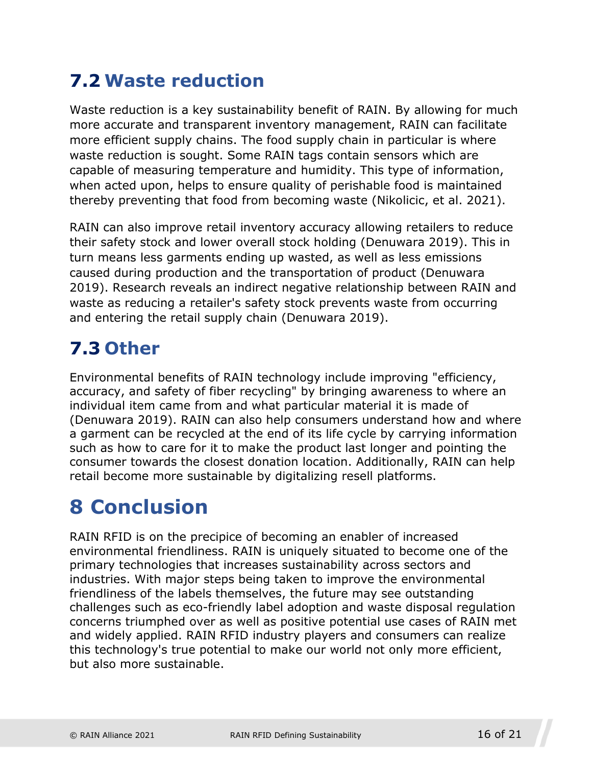## 7.2 Waste reduction

Waste reduction is a key sustainability benefit of RAIN. By allowing for much more accurate and transparent inventory management, RAIN can facilitate more efficient supply chains. The food supply chain in particular is where waste reduction is sought. Some RAIN tags contain sensors which are capable of measuring temperature and humidity. This type of information, when acted upon, helps to ensure quality of perishable food is maintained thereby preventing that food from becoming waste (Nikolicic, et al. 2021).

RAIN can also improve retail inventory accuracy allowing retailers to reduce their safety stock and lower overall stock holding (Denuwara 2019). This in turn means less garments ending up wasted, as well as less emissions caused during production and the transportation of product (Denuwara 2019). Research reveals an indirect negative relationship between RAIN and waste as reducing a retailer's safety stock prevents waste from occurring and entering the retail supply chain (Denuwara 2019).

## 7.3 Other

Environmental benefits of RAIN technology include improving "efficiency, accuracy, and safety of fiber recycling" by bringing awareness to where an individual item came from and what particular material it is made of (Denuwara 2019). RAIN can also help consumers understand how and where a garment can be recycled at the end of its life cycle by carrying information such as how to care for it to make the product last longer and pointing the consumer towards the closest donation location. Additionally, RAIN can help retail become more sustainable by digitalizing resell platforms.

# 8 Conclusion

RAIN RFID is on the precipice of becoming an enabler of increased environmental friendliness. RAIN is uniquely situated to become one of the primary technologies that increases sustainability across sectors and industries. With major steps being taken to improve the environmental friendliness of the labels themselves, the future may see outstanding challenges such as eco-friendly label adoption and waste disposal regulation concerns triumphed over as well as positive potential use cases of RAIN met and widely applied. RAIN RFID industry players and consumers can realize this technology's true potential to make our world not only more efficient, but also more sustainable.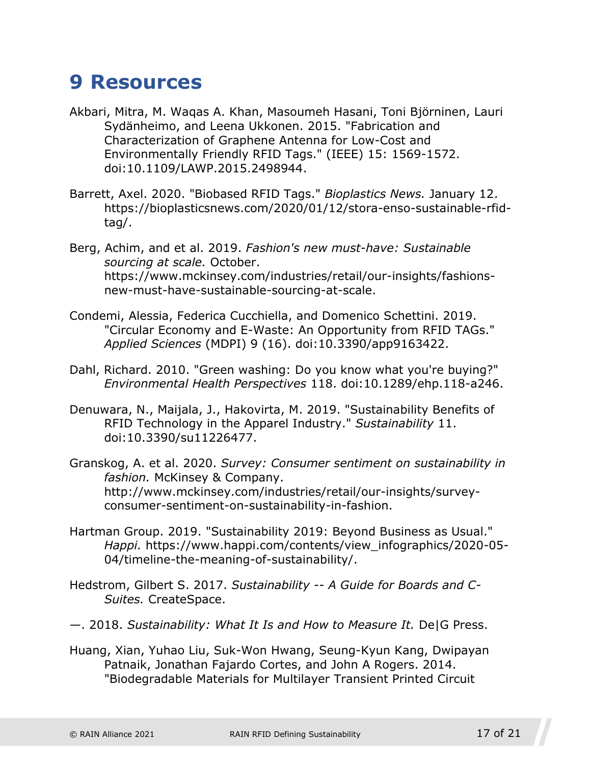# 9 Resources

Akbari, Mitra, M. Waqas A. Khan, Masoumeh Hasani, Toni Björninen, Lauri Sydänheimo, and Leena Ukkonen. 2015. "Fabrication and Characterization of Graphene Antenna for Low-Cost and Environmentally Friendly RFID Tags." (IEEE) 15: 1569-1572. doi:10.1109/LAWP.2015.2498944.

Barrett, Axel. 2020. "Biobased RFID Tags." *Bioplastics News.* January 12. https://bioplasticsnews.com/2020/01/12/stora-enso-sustainable-rfid-tag/.

Berg, Achim, and et al. 2019. *Fashion's new must-have: Sustainable sourcing at scale.* October. https://www.mckinsey.com/industries/retail/our-insights/fashions-new-must-have-sustainable-sourcing-at-scale.

Condemi, Alessia, Federica Cucchiella, and Domenico Schettini. 2019. "Circular Economy and E-Waste: An Opportunity from RFID TAGs." *Applied Sciences* (MDPI) 9 (16). doi:10.3390/app9163422.

Dahl, Richard. 2010. "Green washing: Do you know what you're buying?" *Environmental Health Perspectives* 118. doi:10.1289/ehp.118-a246.

Denuwara, N., Maijala, J., Hakovirta, M. 2019. "Sustainability Benefits of RFID Technology in the Apparel Industry." *Sustainability* 11. doi:10.3390/su11226477.

Granskog, A. et al. 2020. *Survey: Consumer sentiment on sustainability in fashion.* McKinsey & Company. http://www.mckinsey.com/industries/retail/our-insights/survey-consumer-sentiment-on-sustainability-in-fashion.

Hartman Group. 2019. "Sustainability 2019: Beyond Business as Usual." *Happi.* https://www.happi.com/contents/view_infographics/2020-05-04/timeline-the-meaning-of-sustainability/.

Hedstrom, Gilbert S. 2017. *Sustainability -- A Guide for Boards and C-Suites.* CreateSpace.

—. 2018. *Sustainability: What It Is and How to Measure It.* De|G Press.

Huang, Xian, Yuhao Liu, Suk-Won Hwang, Seung-Kyun Kang, Dwipayan Patnaik, Jonathan Fajardo Cortes, and John A Rogers. 2014. "Biodegradable Materials for Multilayer Transient Printed Circuit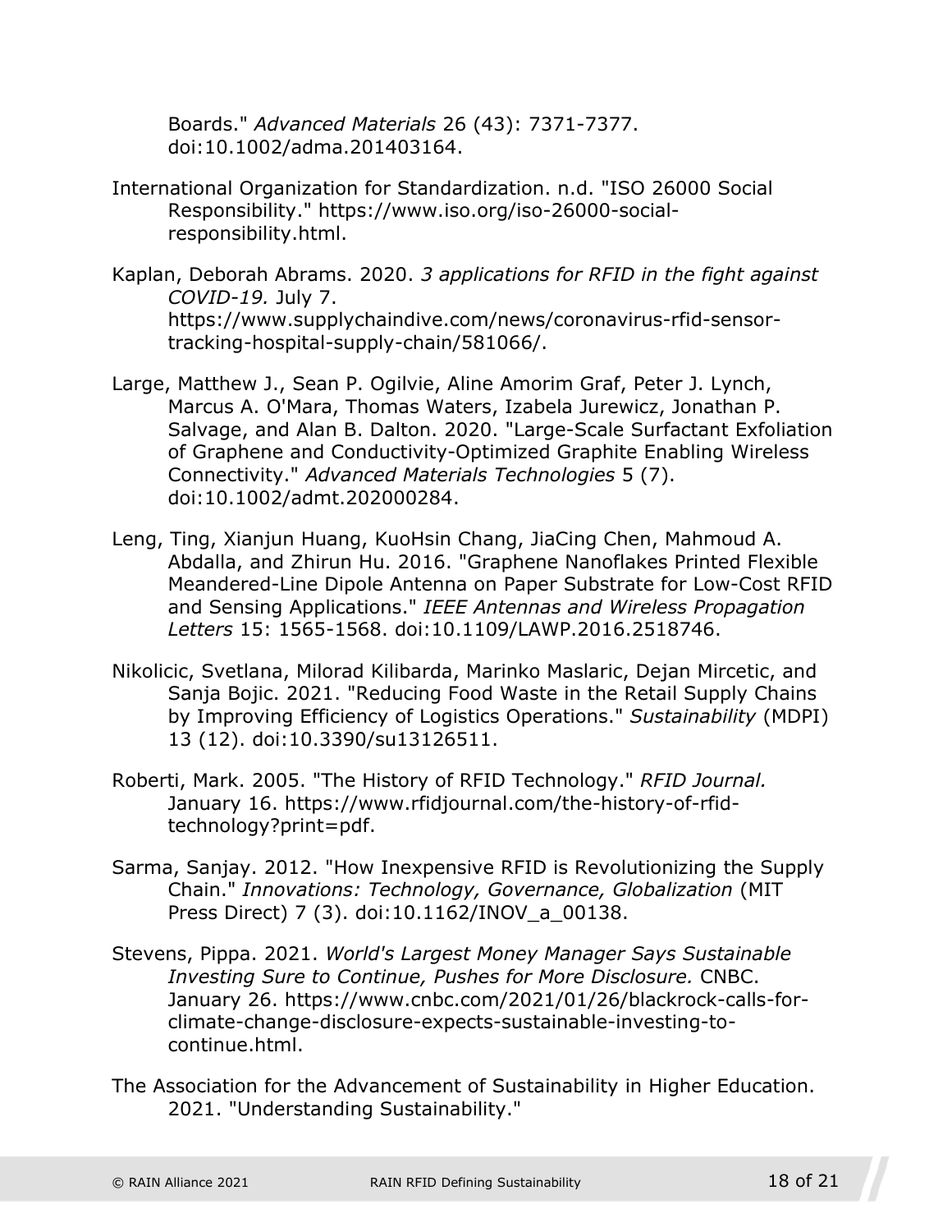Boards." *Advanced Materials* 26 (43): 7371-7377. doi:10.1002/adma.201403164.

International Organization for Standardization. n.d. "ISO 26000 Social Responsibility." https://www.iso.org/iso-26000-social-responsibility.html.

Kaplan, Deborah Abrams. 2020. *3 applications for RFID in the fight against COVID-19.* July 7. https://www.supplychaindive.com/news/coronavirus-rfid-sensor-tracking-hospital-supply-chain/581066/.

Large, Matthew J., Sean P. Ogilvie, Aline Amorim Graf, Peter J. Lynch, Marcus A. O'Mara, Thomas Waters, Izabela Jurewicz, Jonathan P. Salvage, and Alan B. Dalton. 2020. "Large-Scale Surfactant Exfoliation of Graphene and Conductivity-Optimized Graphite Enabling Wireless Connectivity." *Advanced Materials Technologies* 5 (7). doi:10.1002/admt.202000284.

Leng, Ting, Xianjun Huang, KuoHsin Chang, JiaCing Chen, Mahmoud A. Abdalla, and Zhirun Hu. 2016. "Graphene Nanoflakes Printed Flexible Meandered-Line Dipole Antenna on Paper Substrate for Low-Cost RFID and Sensing Applications." *IEEE Antennas and Wireless Propagation Letters* 15: 1565-1568. doi:10.1109/LAWP.2016.2518746.

Nikolicic, Svetlana, Milorad Kilibarda, Marinko Maslaric, Dejan Mircetic, and Sanja Bojic. 2021. "Reducing Food Waste in the Retail Supply Chains by Improving Efficiency of Logistics Operations." *Sustainability* (MDPI) 13 (12). doi:10.3390/su13126511.

Roberti, Mark. 2005. "The History of RFID Technology." *RFID Journal.* January 16. https://www.rfidjournal.com/the-history-of-rfid-technology?print=pdf.

Sarma, Sanjay. 2012. "How Inexpensive RFID is Revolutionizing the Supply Chain." *Innovations: Technology, Governance, Globalization* (MIT Press Direct) 7 (3). doi:10.1162/INOV_a_00138.

Stevens, Pippa. 2021. *World's Largest Money Manager Says Sustainable Investing Sure to Continue, Pushes for More Disclosure.* CNBC. January 26. https://www.cnbc.com/2021/01/26/blackrock-calls-for-climate-change-disclosure-expects-sustainable-investing-to-continue.html.

The Association for the Advancement of Sustainability in Higher Education. 2021. "Understanding Sustainability."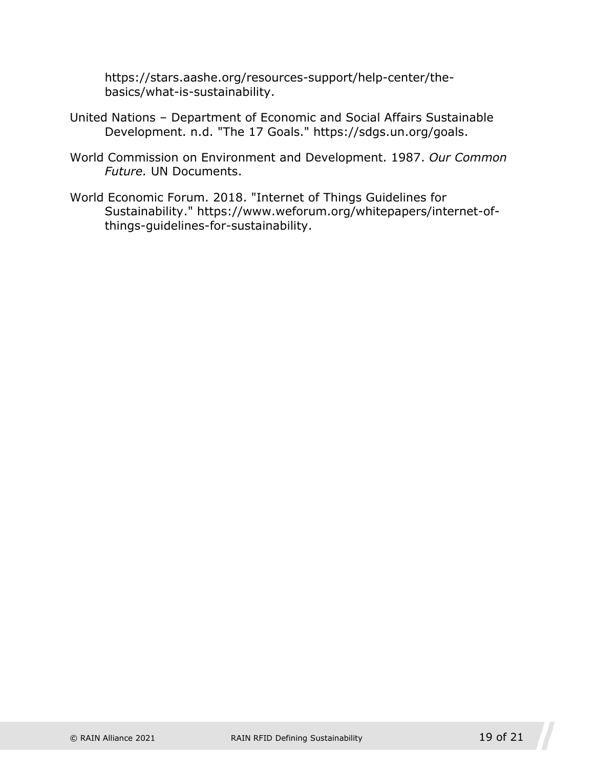https://stars.aashe.org/resources-support/help-center/the-basics/what-is-sustainability.

United Nations – Department of Economic and Social Affairs Sustainable Development. n.d. "The 17 Goals." https://sdgs.un.org/goals.

World Commission on Environment and Development. 1987. *Our Common Future.* UN Documents.

World Economic Forum. 2018. "Internet of Things Guidelines for Sustainability." https://www.weforum.org/whitepapers/internet-of-things-guidelines-for-sustainability.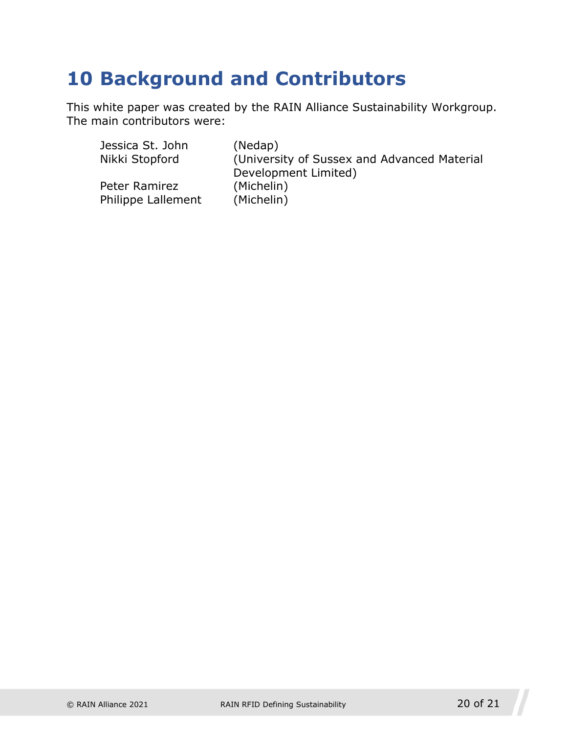# 10 Background and Contributors

This white paper was created by the RAIN Alliance Sustainability Workgroup. The main contributors were:

| | |
|---|---|
| Jessica St. John | (Nedap) |
| Nikki Stopford | (University of Sussex and Advanced Material Development Limited) |
| Peter Ramirez | (Michelin) |
| Philippe Lallement | (Michelin) |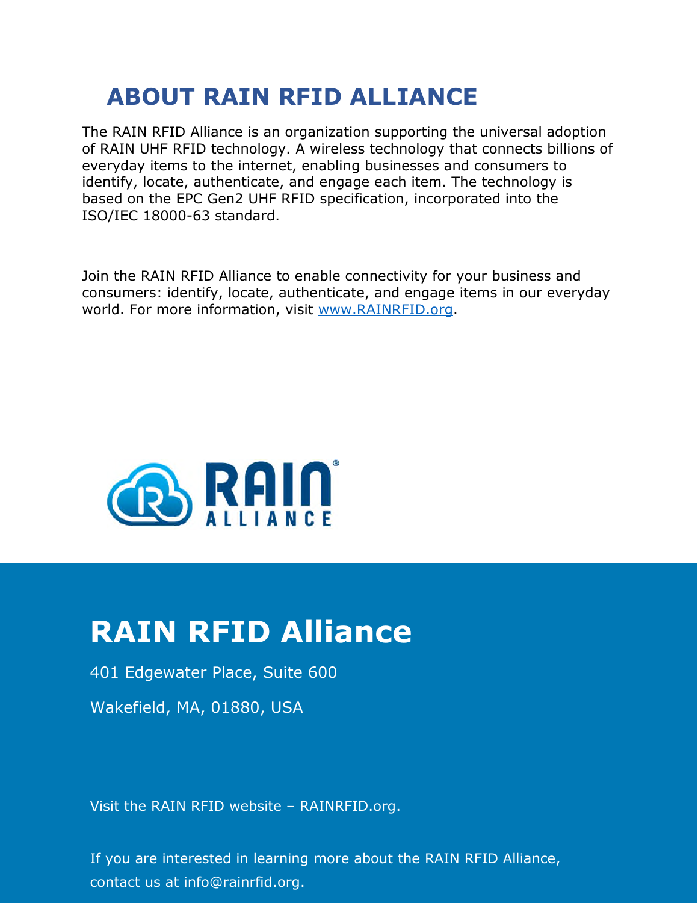# ABOUT RAIN RFID ALLIANCE

The RAIN RFID Alliance is an organization supporting the universal adoption of RAIN UHF RFID technology. A wireless technology that connects billions of everyday items to the internet, enabling businesses and consumers to identify, locate, authenticate, and engage each item. The technology is based on the EPC Gen2 UHF RFID specification, incorporated into the ISO/IEC 18000-63 standard.

Join the RAIN RFID Alliance to enable connectivity for your business and consumers: identify, locate, authenticate, and engage items in our everyday world. For more information, visit [www.RAINRFID.org](http://www.RAINRFID.org).

## RAIN RFID Alliance

401 Edgewater Place, Suite 600

Wakefield, MA, 01880, USA

Visit the RAIN RFID website – RAINRFID.org.

If you are interested in learning more about the RAIN RFID Alliance, contact us at info@rainrfid.org.